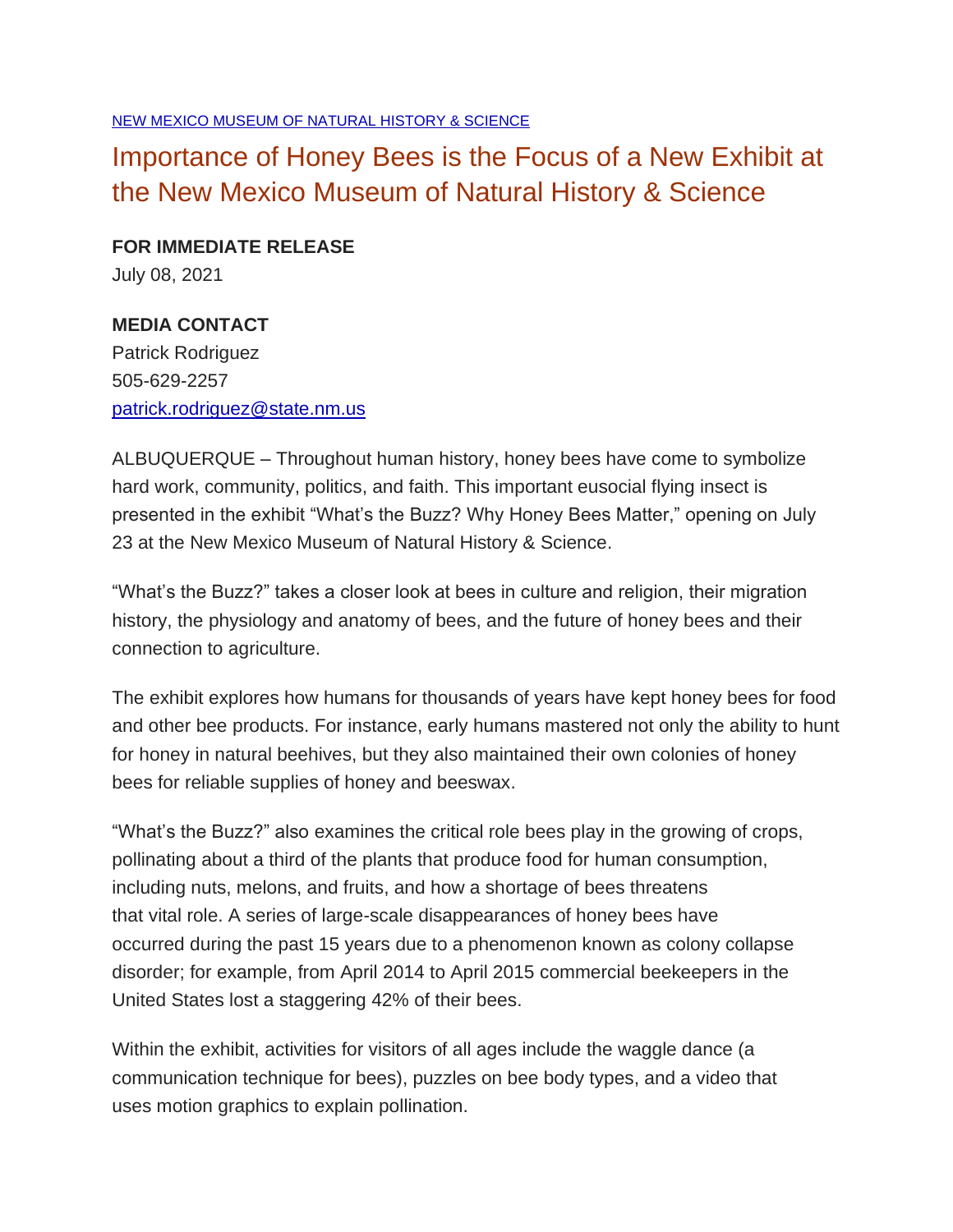NEW MEXICO MUSEUM OF NATURAL HISTORY & SCIENCE

# Importance of Honey Bees is the Focus of a New Exhibit at the New Mexico Museum of Natural History & Science

**FOR IMMEDIATE RELEASE**
July 08, 2021

**MEDIA CONTACT**
Patrick Rodriguez
505-629-2257
patrick.rodriguez@state.nm.us

ALBUQUERQUE – Throughout human history, honey bees have come to symbolize hard work, community, politics, and faith. This important eusocial flying insect is presented in the exhibit "What's the Buzz? Why Honey Bees Matter," opening on July 23 at the New Mexico Museum of Natural History & Science.

"What's the Buzz?" takes a closer look at bees in culture and religion, their migration history, the physiology and anatomy of bees, and the future of honey bees and their connection to agriculture.

The exhibit explores how humans for thousands of years have kept honey bees for food and other bee products. For instance, early humans mastered not only the ability to hunt for honey in natural beehives, but they also maintained their own colonies of honey bees for reliable supplies of honey and beeswax.

"What's the Buzz?" also examines the critical role bees play in the growing of crops, pollinating about a third of the plants that produce food for human consumption, including nuts, melons, and fruits, and how a shortage of bees threatens that vital role. A series of large-scale disappearances of honey bees have occurred during the past 15 years due to a phenomenon known as colony collapse disorder; for example, from April 2014 to April 2015 commercial beekeepers in the United States lost a staggering 42% of their bees.

Within the exhibit, activities for visitors of all ages include the waggle dance (a communication technique for bees), puzzles on bee body types, and a video that uses motion graphics to explain pollination.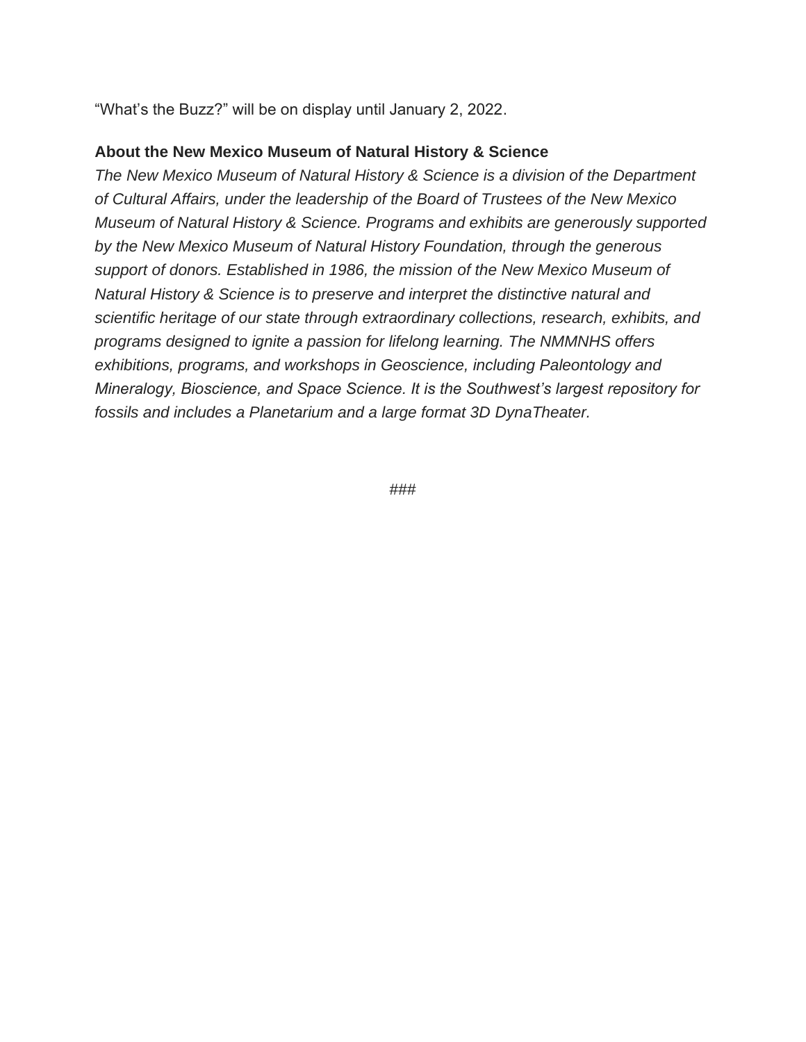“What’s the Buzz?” will be on display until January 2, 2022.

**About the New Mexico Museum of Natural History & Science**

*The New Mexico Museum of Natural History & Science is a division of the Department of Cultural Affairs, under the leadership of the Board of Trustees of the New Mexico Museum of Natural History & Science. Programs and exhibits are generously supported by the New Mexico Museum of Natural History Foundation, through the generous support of donors. Established in 1986, the mission of the New Mexico Museum of Natural History & Science is to preserve and interpret the distinctive natural and scientific heritage of our state through extraordinary collections, research, exhibits, and programs designed to ignite a passion for lifelong learning. The NMMNHS offers exhibitions, programs, and workshops in Geoscience, including Paleontology and Mineralogy, Bioscience, and Space Science. It is the Southwest’s largest repository for fossils and includes a Planetarium and a large format 3D DynaTheater.*

###